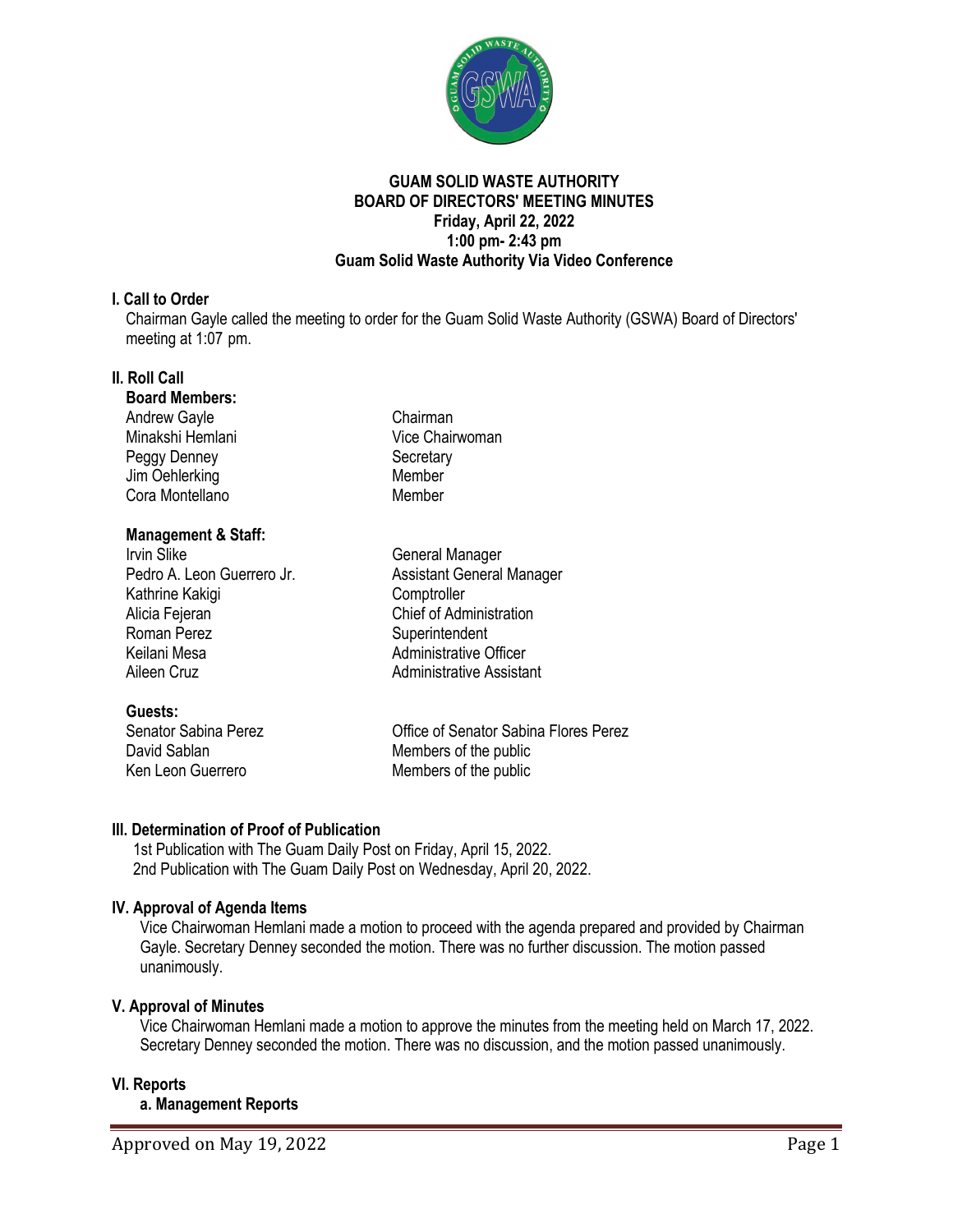# GUAM SOLID WASTE AUTHORITY
## BOARD OF DIRECTORS' MEETING MINUTES
**Friday, April 22, 2022**
**1:00 pm- 2:43 pm**
**Guam Solid Waste Authority Via Video Conference**

### I. Call to Order

Chairman Gayle called the meeting to order for the Guam Solid Waste Authority (GSWA) Board of Directors' meeting at 1:07 pm.

### II. Roll Call

**Board Members:**

| | |
|---|---|
| Andrew Gayle | Chairman |
| Minakshi Hemlani | Vice Chairwoman |
| Peggy Denney | Secretary |
| Jim Oehlerking | Member |
| Cora Montellano | Member |

**Management & Staff:**

| | |
|---|---|
| Irvin Slike | General Manager |
| Pedro A. Leon Guerrero Jr. | Assistant General Manager |
| Kathrine Kakigi | Comptroller |
| Alicia Fejeran | Chief of Administration |
| Roman Perez | Superintendent |
| Keilani Mesa | Administrative Officer |
| Aileen Cruz | Administrative Assistant |

**Guests:**

| | |
|---|---|
| Senator Sabina Perez | Office of Senator Sabina Flores Perez |
| David Sablan | Members of the public |
| Ken Leon Guerrero | Members of the public |

### III. Determination of Proof of Publication

1st Publication with The Guam Daily Post on Friday, April 15, 2022.
2nd Publication with The Guam Daily Post on Wednesday, April 20, 2022.

### IV. Approval of Agenda Items

Vice Chairwoman Hemlani made a motion to proceed with the agenda prepared and provided by Chairman Gayle. Secretary Denney seconded the motion. There was no further discussion. The motion passed unanimously.

### V. Approval of Minutes

Vice Chairwoman Hemlani made a motion to approve the minutes from the meeting held on March 17, 2022. Secretary Denney seconded the motion. There was no discussion, and the motion passed unanimously.

### VI. Reports

**a. Management Reports**

Approved on May 19, 2022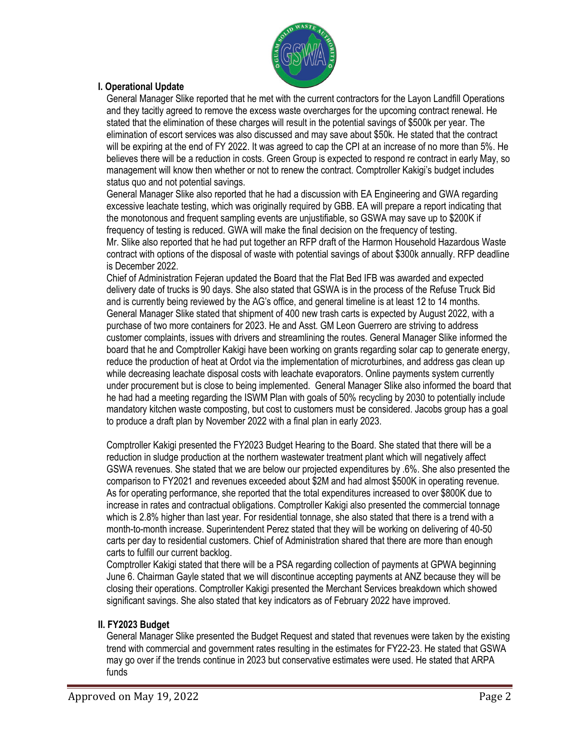## I. Operational Update

General Manager Slike reported that he met with the current contractors for the Layon Landfill Operations and they tacitly agreed to remove the excess waste overcharges for the upcoming contract renewal. He stated that the elimination of these charges will result in the potential savings of $500k per year. The elimination of escort services was also discussed and may save about $50k. He stated that the contract will be expiring at the end of FY 2022. It was agreed to cap the CPI at an increase of no more than 5%. He believes there will be a reduction in costs. Green Group is expected to respond re contract in early May, so management will know then whether or not to renew the contract. Comptroller Kakigi's budget includes status quo and not potential savings.

General Manager Slike also reported that he had a discussion with EA Engineering and GWA regarding excessive leachate testing, which was originally required by GBB. EA will prepare a report indicating that the monotonous and frequent sampling events are unjustifiable, so GSWA may save up to $200K if frequency of testing is reduced. GWA will make the final decision on the frequency of testing.

Mr. Slike also reported that he had put together an RFP draft of the Harmon Household Hazardous Waste contract with options of the disposal of waste with potential savings of about $300k annually. RFP deadline is December 2022.

Chief of Administration Fejeran updated the Board that the Flat Bed IFB was awarded and expected delivery date of trucks is 90 days. She also stated that GSWA is in the process of the Refuse Truck Bid and is currently being reviewed by the AG's office, and general timeline is at least 12 to 14 months. General Manager Slike stated that shipment of 400 new trash carts is expected by August 2022, with a purchase of two more containers for 2023. He and Asst. GM Leon Guerrero are striving to address customer complaints, issues with drivers and streamlining the routes. General Manager Slike informed the board that he and Comptroller Kakigi have been working on grants regarding solar cap to generate energy, reduce the production of heat at Ordot via the implementation of microturbines, and address gas clean up while decreasing leachate disposal costs with leachate evaporators. Online payments system currently under procurement but is close to being implemented. General Manager Slike also informed the board that he had had a meeting regarding the ISWM Plan with goals of 50% recycling by 2030 to potentially include mandatory kitchen waste composting, but cost to customers must be considered. Jacobs group has a goal to produce a draft plan by November 2022 with a final plan in early 2023.

Comptroller Kakigi presented the FY2023 Budget Hearing to the Board. She stated that there will be a reduction in sludge production at the northern wastewater treatment plant which will negatively affect GSWA revenues. She stated that we are below our projected expenditures by .6%. She also presented the comparison to FY2021 and revenues exceeded about $2M and had almost $500K in operating revenue. As for operating performance, she reported that the total expenditures increased to over $800K due to increase in rates and contractual obligations. Comptroller Kakigi also presented the commercial tonnage which is 2.8% higher than last year. For residential tonnage, she also stated that there is a trend with a month-to-month increase. Superintendent Perez stated that they will be working on delivering of 40-50 carts per day to residential customers. Chief of Administration shared that there are more than enough carts to fulfill our current backlog.

Comptroller Kakigi stated that there will be a PSA regarding collection of payments at GPWA beginning June 6. Chairman Gayle stated that we will discontinue accepting payments at ANZ because they will be closing their operations. Comptroller Kakigi presented the Merchant Services breakdown which showed significant savings. She also stated that key indicators as of February 2022 have improved.

## II. FY2023 Budget

General Manager Slike presented the Budget Request and stated that revenues were taken by the existing trend with commercial and government rates resulting in the estimates for FY22-23. He stated that GSWA may go over if the trends continue in 2023 but conservative estimates were used. He stated that ARPA funds

Approved on May 19, 2022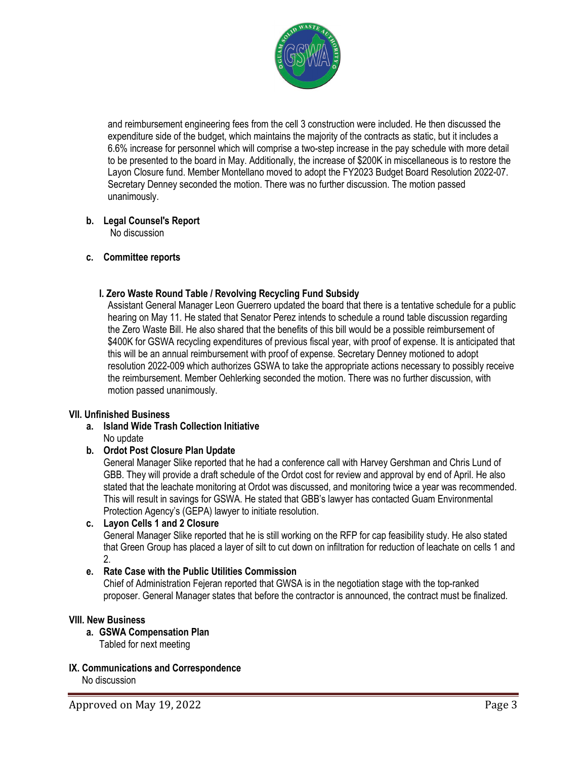and reimbursement engineering fees from the cell 3 construction were included. He then discussed the expenditure side of the budget, which maintains the majority of the contracts as static, but it includes a 6.6% increase for personnel which will comprise a two-step increase in the pay schedule with more detail to be presented to the board in May. Additionally, the increase of $200K in miscellaneous is to restore the Layon Closure fund. Member Montellano moved to adopt the FY2023 Budget Board Resolution 2022-07. Secretary Denney seconded the motion. There was no further discussion. The motion passed unanimously.

**b. Legal Counsel's Report**

No discussion

**c. Committee reports**

**I. Zero Waste Round Table / Revolving Recycling Fund Subsidy**

Assistant General Manager Leon Guerrero updated the board that there is a tentative schedule for a public hearing on May 11. He stated that Senator Perez intends to schedule a round table discussion regarding the Zero Waste Bill. He also shared that the benefits of this bill would be a possible reimbursement of $400K for GSWA recycling expenditures of previous fiscal year, with proof of expense. It is anticipated that this will be an annual reimbursement with proof of expense. Secretary Denney motioned to adopt resolution 2022-009 which authorizes GSWA to take the appropriate actions necessary to possibly receive the reimbursement. Member Oehlerking seconded the motion. There was no further discussion, with motion passed unanimously.

## VII. Unfinished Business

**a. Island Wide Trash Collection Initiative**

No update

**b. Ordot Post Closure Plan Update**

General Manager Slike reported that he had a conference call with Harvey Gershman and Chris Lund of GBB. They will provide a draft schedule of the Ordot cost for review and approval by end of April. He also stated that the leachate monitoring at Ordot was discussed, and monitoring twice a year was recommended. This will result in savings for GSWA. He stated that GBB's lawyer has contacted Guam Environmental Protection Agency's (GEPA) lawyer to initiate resolution.

**c. Layon Cells 1 and 2 Closure**

General Manager Slike reported that he is still working on the RFP for cap feasibility study. He also stated that Green Group has placed a layer of silt to cut down on infiltration for reduction of leachate on cells 1 and 2.

**e. Rate Case with the Public Utilities Commission**

Chief of Administration Fejeran reported that GWSA is in the negotiation stage with the top-ranked proposer. General Manager states that before the contractor is announced, the contract must be finalized.

## VIII. New Business

**a. GSWA Compensation Plan**

Tabled for next meeting

## IX. Communications and Correspondence

No discussion

Approved on May 19, 2022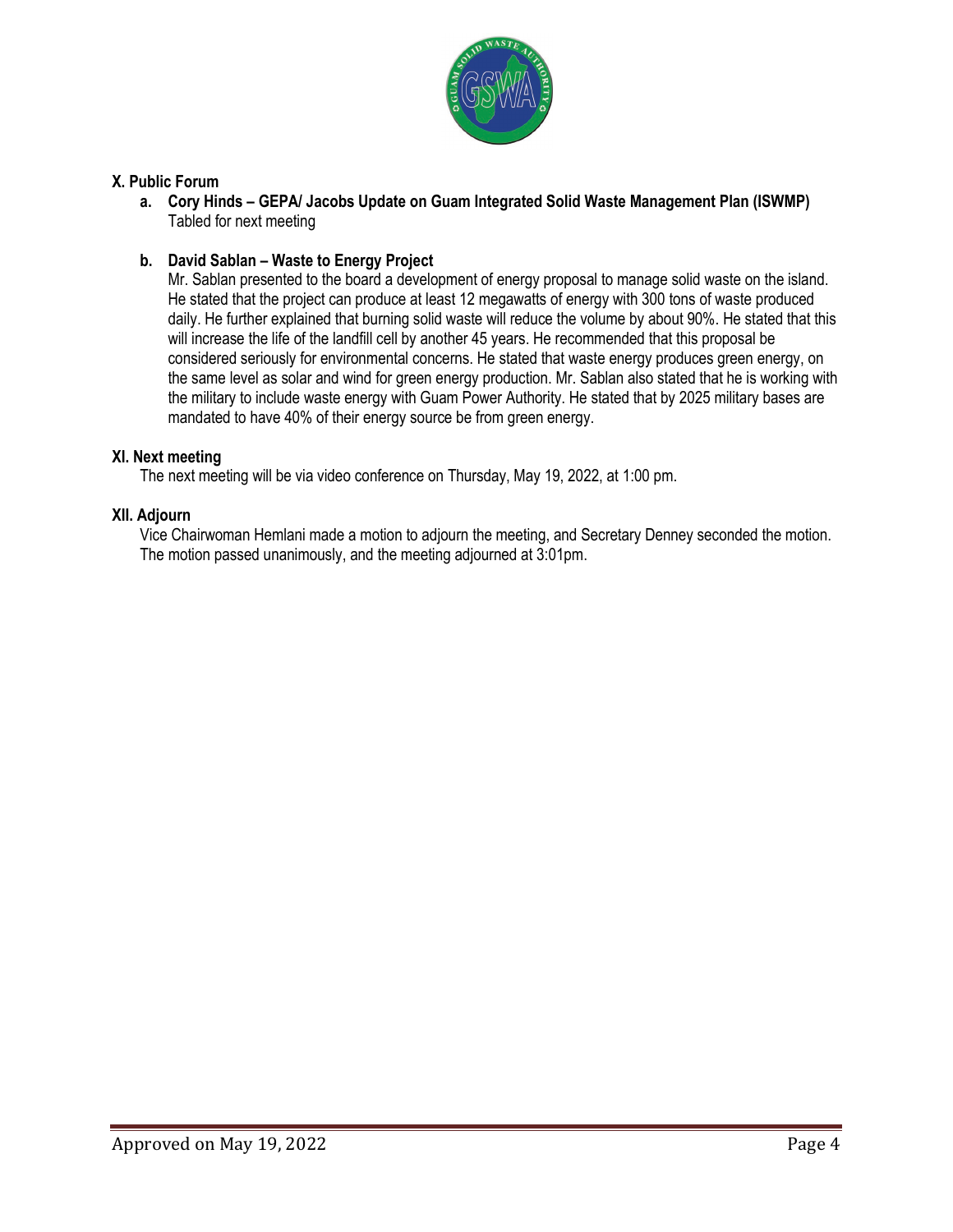### X. Public Forum

**a. Cory Hinds – GEPA/ Jacobs Update on Guam Integrated Solid Waste Management Plan (ISWMP)**
Tabled for next meeting

**b. David Sablan – Waste to Energy Project**
Mr. Sablan presented to the board a development of energy proposal to manage solid waste on the island. He stated that the project can produce at least 12 megawatts of energy with 300 tons of waste produced daily. He further explained that burning solid waste will reduce the volume by about 90%. He stated that this will increase the life of the landfill cell by another 45 years. He recommended that this proposal be considered seriously for environmental concerns. He stated that waste energy produces green energy, on the same level as solar and wind for green energy production. Mr. Sablan also stated that he is working with the military to include waste energy with Guam Power Authority. He stated that by 2025 military bases are mandated to have 40% of their energy source be from green energy.

### XI. Next meeting

The next meeting will be via video conference on Thursday, May 19, 2022, at 1:00 pm.

### XII. Adjourn

Vice Chairwoman Hemlani made a motion to adjourn the meeting, and Secretary Denney seconded the motion. The motion passed unanimously, and the meeting adjourned at 3:01pm.

Approved on May 19, 2022